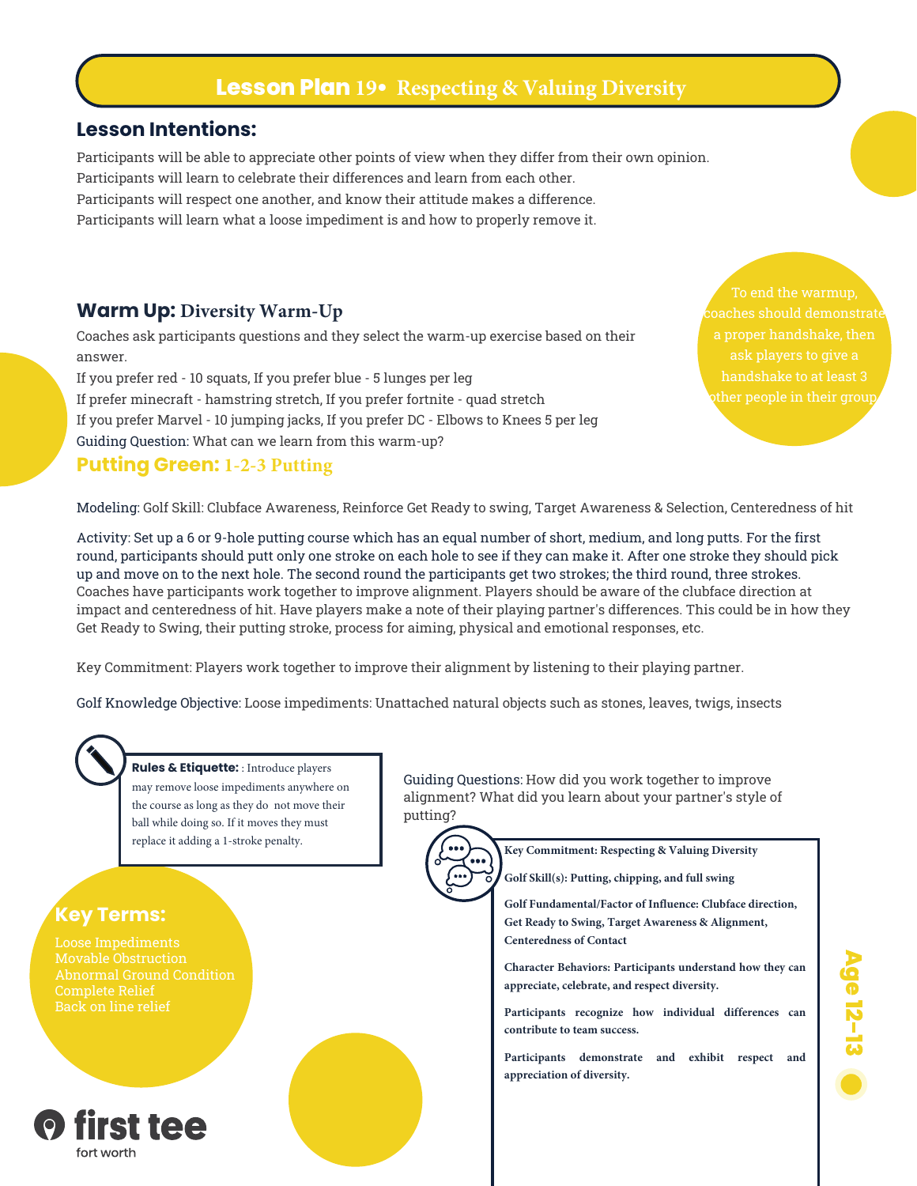# Lesson Plan 19• Respecting & Valuing Diversity

## Lesson Intentions:

Participants will be able to appreciate other points of view when they differ from their own opinion.
Participants will learn to celebrate their differences and learn from each other.
Participants will respect one another, and know their attitude makes a difference.
Participants will learn what a loose impediment is and how to properly remove it.

## Warm Up: Diversity Warm-Up

Coaches ask participants questions and they select the warm-up exercise based on their answer.
If you prefer red - 10 squats, If you prefer blue - 5 lunges per leg
If prefer minecraft - hamstring stretch, If you prefer fortnite - quad stretch
If you prefer Marvel - 10 jumping jacks, If you prefer DC - Elbows to Knees 5 per leg
Guiding Question: What can we learn from this warm-up?

To end the warmup, coaches should demonstrate a proper handshake, then ask players to give a handshake to at least 3 other people in their group.

## Putting Green: 1-2-3 Putting

Modeling: Golf Skill: Clubface Awareness, Reinforce Get Ready to swing, Target Awareness & Selection, Centeredness of hit

Activity: Set up a 6 or 9-hole putting course which has an equal number of short, medium, and long putts. For the first round, participants should putt only one stroke on each hole to see if they can make it. After one stroke they should pick up and move on to the next hole. The second round the participants get two strokes; the third round, three strokes. Coaches have participants work together to improve alignment. Players should be aware of the clubface direction at impact and centeredness of hit. Have players make a note of their playing partner's differences. This could be in how they Get Ready to Swing, their putting stroke, process for aiming, physical and emotional responses, etc.

Key Commitment: Players work together to improve their alignment by listening to their playing partner.

Golf Knowledge Objective: Loose impediments: Unattached natural objects such as stones, leaves, twigs, insects

**Rules & Etiquette:** : Introduce players may remove loose impediments anywhere on the course as long as they do not move their ball while doing so. If it moves they must replace it adding a 1-stroke penalty.

Guiding Questions: How did you work together to improve alignment? What did you learn about your partner's style of putting?

## Key Terms:

- Loose Impediments
- Movable Obstruction
- Abnormal Ground Condition
- Complete Relief
- Back on line relief

**Key Commitment: Respecting & Valuing Diversity**

**Golf Skill(s): Putting, chipping, and full swing**

**Golf Fundamental/Factor of Influence: Clubface direction, Get Ready to Swing, Target Awareness & Alignment, Centeredness of Contact**

**Character Behaviors: Participants understand how they can appreciate, celebrate, and respect diversity.**

**Participants recognize how individual differences can contribute to team success.**

**Participants demonstrate and exhibit respect and appreciation of diversity.**

Age 12–13

first tee
fort worth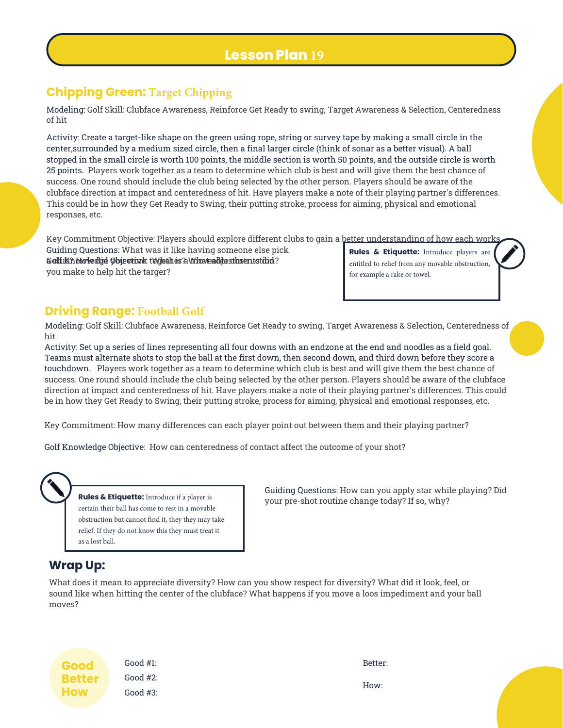# Lesson Plan 19

## Chipping Green: Target Chipping

Modeling: Golf Skill: Clubface Awareness, Reinforce Get Ready to swing, Target Awareness & Selection, Centeredness of hit

Activity: Create a target-like shape on the green using rope, string or survey tape by making a small circle in the center,surrounded by a medium sized circle, then a final larger circle (think of sonar as a better visual). A ball stopped in the small circle is worth 100 points, the middle section is worth 50 points, and the outside circle is worth 25 points. Players work together as a team to determine which club is best and will give them the best chance of success. One round should include the club being selected by the other person. Players should be aware of the clubface direction at impact and centeredness of hit. Have players make a note of their playing partner's differences. This could be in how they Get Ready to Swing, their putting stroke, process for aiming, physical and emotional responses, etc.

Key Commitment Objective: Players should explore different clubs to gain a better understanding of how each works.

Guiding Questions: What was it like having someone else pick a club? How did you work together? What adjustments did you make to help hit the targer?

Golf Knowledge Objective: What is a movable obstruction?

> **Rules & Etiquette:** Introduce players are entitled to relief from any movable obstruction, for example a rake or towel.

## Driving Range: Football Golf

Modeling: Golf Skill: Clubface Awareness, Reinforce Get Ready to swing, Target Awareness & Selection, Centeredness of hit

Activity: Set up a series of lines representing all four downs with an endzone at the end and noodles as a field goal. Teams must alternate shots to stop the ball at the first down, then second down, and third down before they score a touchdown. Players work together as a team to determine which club is best and will give them the best chance of success. One round should include the club being selected by the other person. Players should be aware of the clubface direction at impact and centeredness of hit. Have players make a note of their playing partner's differences. This could be in how they Get Ready to Swing, their putting stroke, process for aiming, physical and emotional responses, etc.

Key Commitment: How many differences can each player point out between them and their playing partner?

Golf Knowledge Objective: How can centeredness of contact affect the outcome of your shot?

> **Rules & Etiquette:** Introduce if a player is certain their ball has come to rest in a movable obstruction but cannot find it, they they may take relief. If they do not know this they must treat it as a lost ball.

Guiding Questions: How can you apply star while playing? Did your pre-shot routine change today? If so, why?

## Wrap Up:

What does it mean to appreciate diversity? How can you show respect for diversity? What did it look, feel, or sound like when hitting the center of the clubface? What happens if you move a loos impediment and your ball moves?

**Good Better How**

Good #1:

Good #2:

Good #3:

Better:

How: